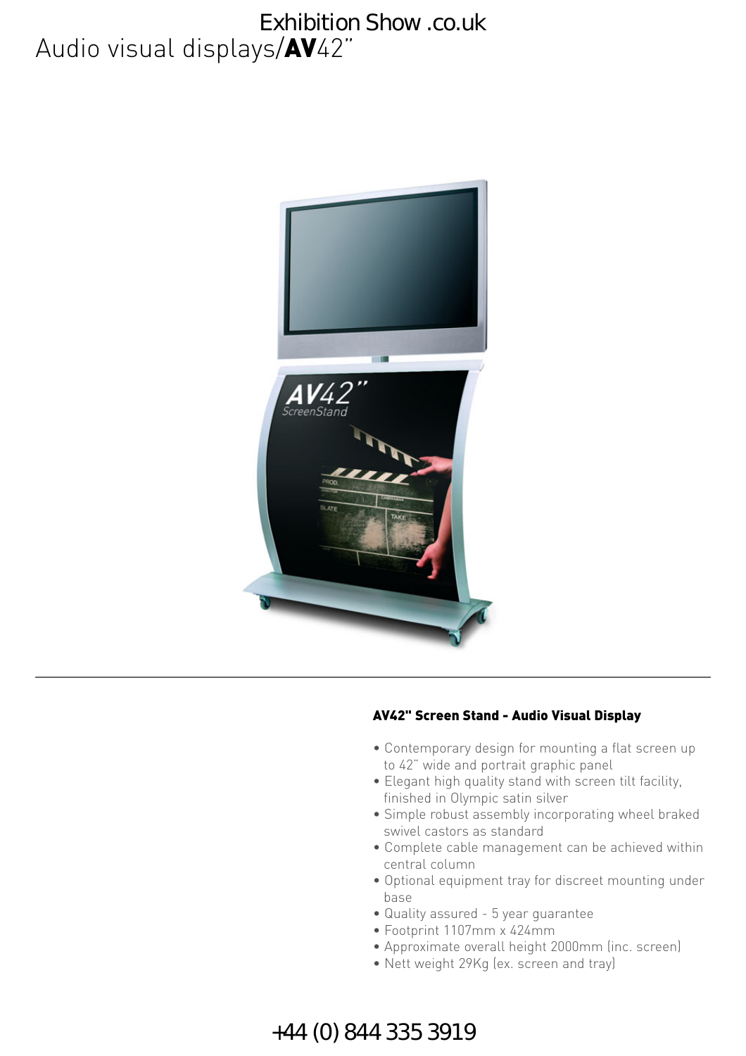Exhibition Show .co.uk

# Audio visual displays/**AV**42"

## AV42" Screen Stand - Audio Visual Display

- Contemporary design for mounting a flat screen up to 42" wide and portrait graphic panel
- Elegant high quality stand with screen tilt facility, finished in Olympic satin silver
- Simple robust assembly incorporating wheel braked swivel castors as standard
- Complete cable management can be achieved within central column
- Optional equipment tray for discreet mounting under base
- Quality assured - 5 year guarantee
- Footprint 1107mm x 424mm
- Approximate overall height 2000mm (inc. screen)
- Nett weight 29Kg (ex. screen and tray)

+44 (0) 844 335 3919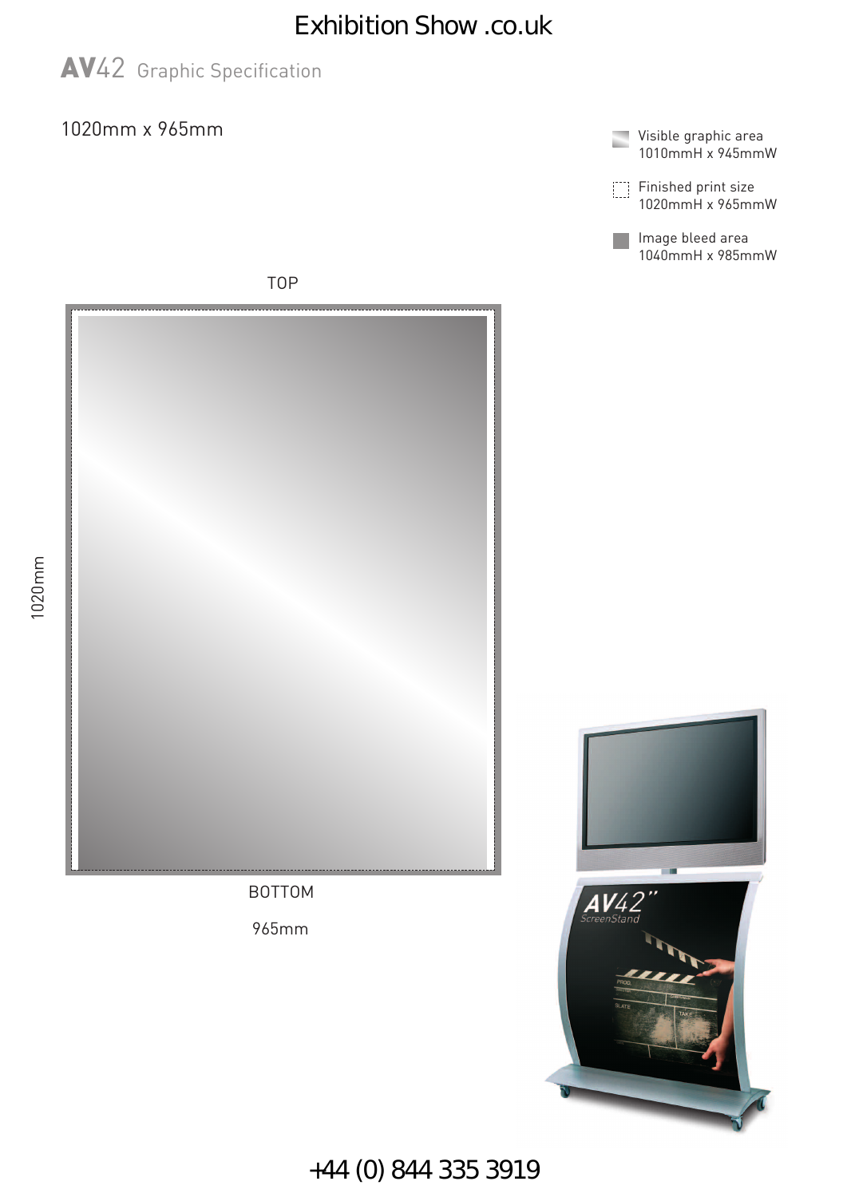Exhibition Show .co.uk

# **AV**42 Graphic Specification

1020mm x 965mm

Visible graphic area
1010mmH x 945mmW

Finished print size
1020mmH x 965mmW

Image bleed area
1040mmH x 985mmW

TOP

1020mm

BOTTOM

965mm

+44 (0) 844 335 3919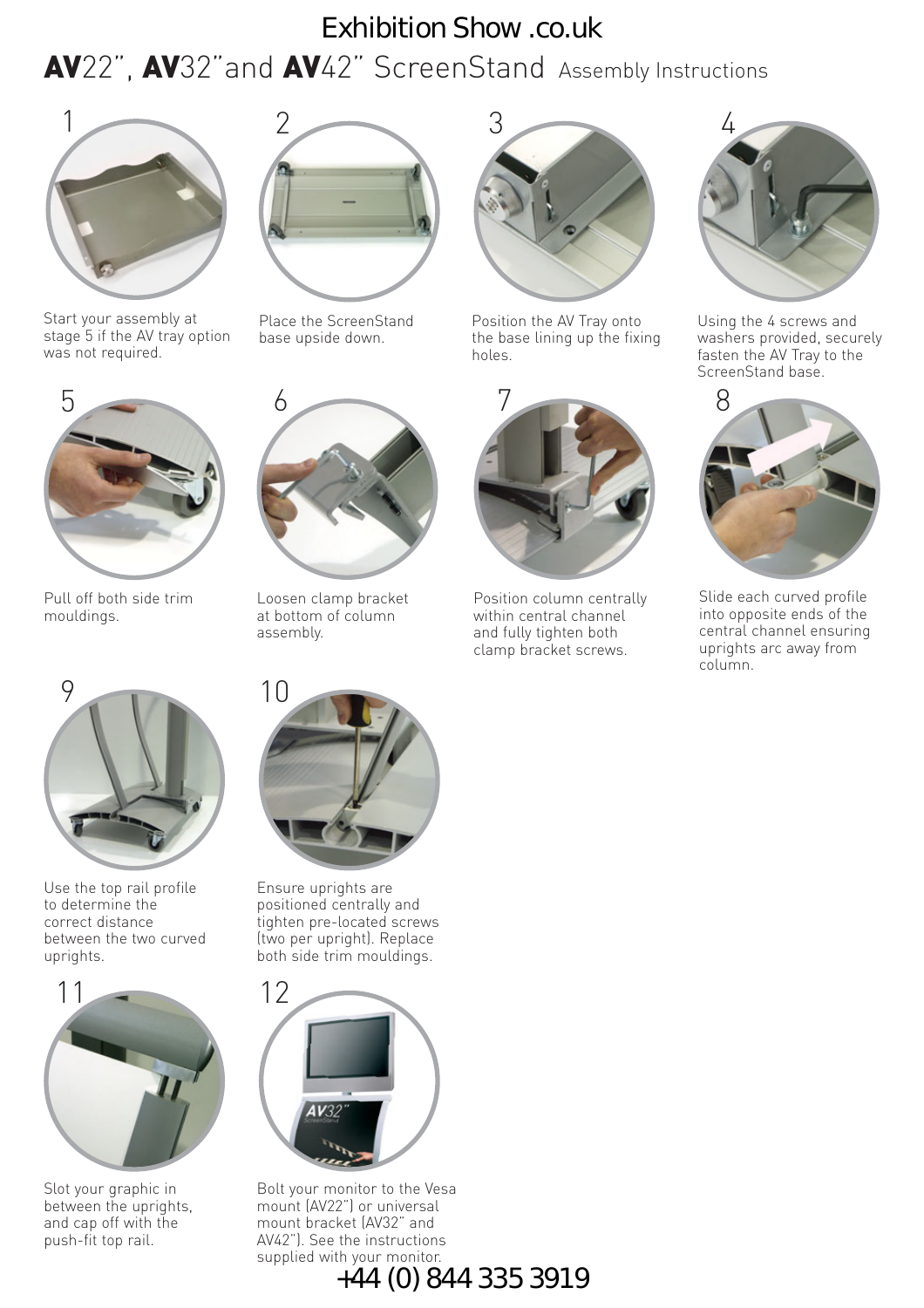Exhibition Show .co.uk

# **AV**22", **AV**32"and **AV**42" ScreenStand Assembly Instructions

1. Start your assembly at stage 5 if the AV tray option was not required.
2. Place the ScreenStand base upside down.
3. Position the AV Tray onto the base lining up the fixing holes.
4. Using the 4 screws and washers provided, securely fasten the AV Tray to the ScreenStand base.
5. Pull off both side trim mouldings.
6. Loosen clamp bracket at bottom of column assembly.
7. Position column centrally within central channel and fully tighten both clamp bracket screws.
8. Slide each curved profile into opposite ends of the central channel ensuring uprights arc away from column.
9. Use the top rail profile to determine the correct distance between the two curved uprights.
10. Ensure uprights are positioned centrally and tighten pre-located screws (two per upright). Replace both side trim mouldings.
11. Slot your graphic in between the uprights, and cap off with the push-fit top rail.
12. Bolt your monitor to the Vesa mount (AV22") or universal mount bracket (AV32" and AV42"). See the instructions supplied with your monitor.

+44 (0) 844 335 3919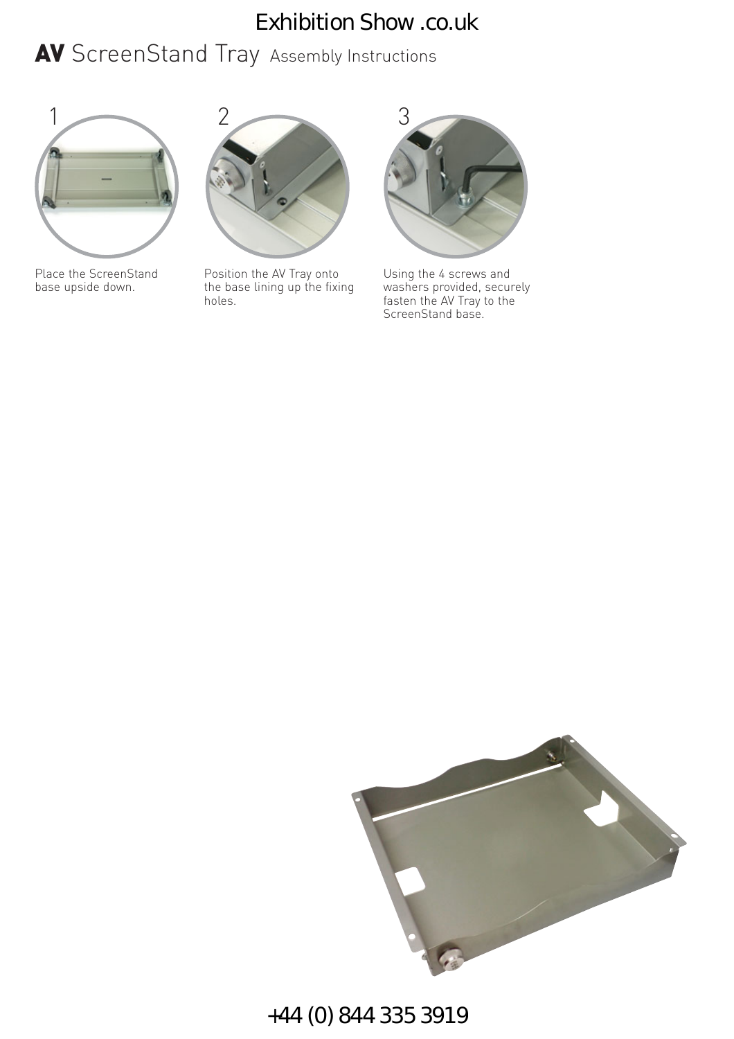Exhibition Show .co.uk

# **AV** ScreenStand Tray Assembly Instructions

1

Place the ScreenStand base upside down.

2

Position the AV Tray onto the base lining up the fixing holes.

3

Using the 4 screws and washers provided, securely fasten the AV Tray to the ScreenStand base.

+44 (0) 844 335 3919